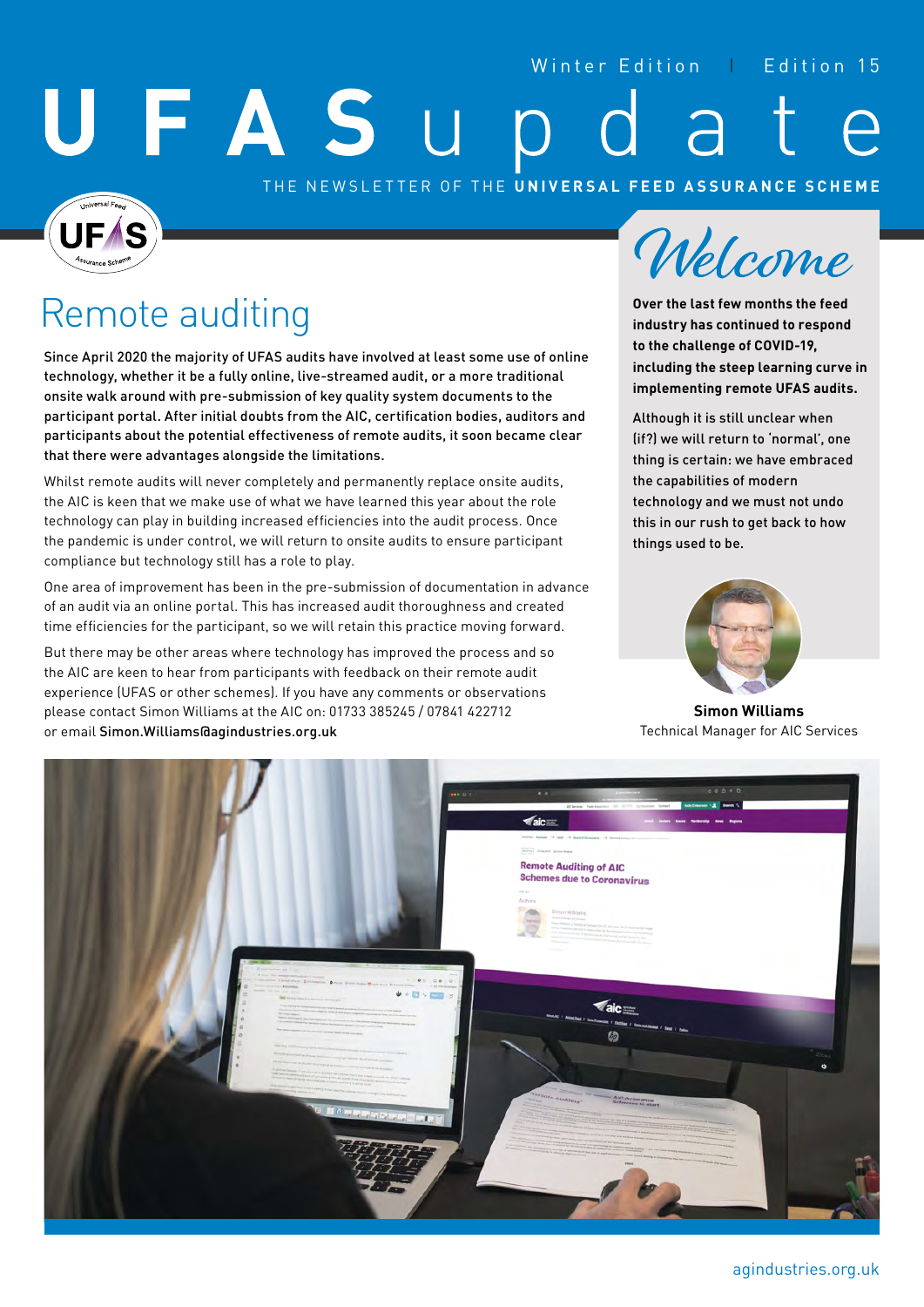Winter Edition | Edition 15

# UFAS update

THE NEWSLETTER OF THE **UNIVERSAL FEED ASSURANCE SCHEME**

## Remote auditing

Since April 2020 the majority of UFAS audits have involved at least some use of online technology, whether it be a fully online, live-streamed audit, or a more traditional onsite walk around with pre-submission of key quality system documents to the participant portal. After initial doubts from the AIC, certification bodies, auditors and participants about the potential effectiveness of remote audits, it soon became clear that there were advantages alongside the limitations.

Whilst remote audits will never completely and permanently replace onsite audits, the AIC is keen that we make use of what we have learned this year about the role technology can play in building increased efficiencies into the audit process. Once the pandemic is under control, we will return to onsite audits to ensure participant compliance but technology still has a role to play.

One area of improvement has been in the pre-submission of documentation in advance of an audit via an online portal. This has increased audit thoroughness and created time efficiencies for the participant, so we will retain this practice moving forward.

But there may be other areas where technology has improved the process and so the AIC are keen to hear from participants with feedback on their remote audit experience (UFAS or other schemes). If you have any comments or observations please contact Simon Williams at the AIC on: 01733 385245 / 07841 422712 or email Simon.Williams@agindustries.org.uk

## Welcome

**Over the last few months the feed industry has continued to respond to the challenge of COVID-19, including the steep learning curve in implementing remote UFAS audits.**

Although it is still unclear when (if?) we will return to 'normal', one thing is certain: we have embraced the capabilities of modern technology and we must not undo this in our rush to get back to how things used to be.

**Simon Williams**
Technical Manager for AIC Services

agindustries.org.uk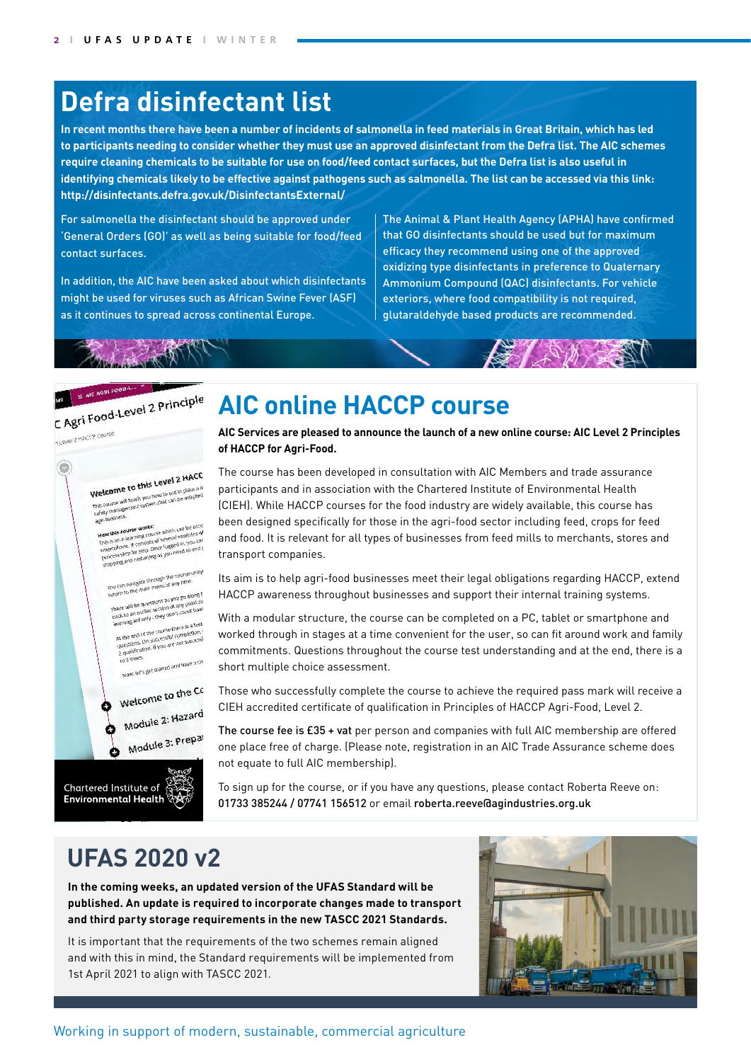# Defra disinfectant list

**In recent months there have been a number of incidents of salmonella in feed materials in Great Britain, which has led to participants needing to consider whether they must use an approved disinfectant from the Defra list. The AIC schemes require cleaning chemicals to be suitable for use on food/feed contact surfaces, but the Defra list is also useful in identifying chemicals likely to be effective against pathogens such as salmonella. The list can be accessed via this link: http://disinfectants.defra.gov.uk/DisinfectantsExternal/**

For salmonella the disinfectant should be approved under 'General Orders (GO)' as well as being suitable for food/feed contact surfaces.

In addition, the AIC have been asked about which disinfectants might be used for viruses such as African Swine Fever (ASF) as it continues to spread across continental Europe.

The Animal & Plant Health Agency (APHA) have confirmed that GO disinfectants should be used but for maximum efficacy they recommend using one of the approved oxidizing type disinfectants in preference to Quaternary Ammonium Compound (QAC) disinfectants. For vehicle exteriors, where food compatibility is not required, glutaraldehyde based products are recommended.

# AIC online HACCP course

**AIC Services are pleased to announce the launch of a new online course: AIC Level 2 Principles of HACCP for Agri-Food.**

The course has been developed in consultation with AIC Members and trade assurance participants and in association with the Chartered Institute of Environmental Health (CIEH). While HACCP courses for the food industry are widely available, this course has been designed specifically for those in the agri-food sector including feed, crops for feed and food. It is relevant for all types of businesses from feed mills to merchants, stores and transport companies.

Its aim is to help agri-food businesses meet their legal obligations regarding HACCP, extend HACCP awareness throughout businesses and support their internal training systems.

With a modular structure, the course can be completed on a PC, tablet or smartphone and worked through in stages at a time convenient for the user, so can fit around work and family commitments. Questions throughout the course test understanding and at the end, there is a short multiple choice assessment.

Those who successfully complete the course to achieve the required pass mark will receive a CIEH accredited certificate of qualification in Principles of HACCP Agri-Food, Level 2.

**The course fee is £35 + vat** per person and companies with full AIC membership are offered one place free of charge. (Please note, registration in an AIC Trade Assurance scheme does not equate to full AIC membership).

To sign up for the course, or if you have any questions, please contact Roberta Reeve on: **01733 385244 / 07741 156512** or email **roberta.reeve@agindustries.org.uk**

# UFAS 2020 v2

**In the coming weeks, an updated version of the UFAS Standard will be published. An update is required to incorporate changes made to transport and third party storage requirements in the new TASCC 2021 Standards.**

It is important that the requirements of the two schemes remain aligned and with this in mind, the Standard requirements will be implemented from 1st April 2021 to align with TASCC 2021.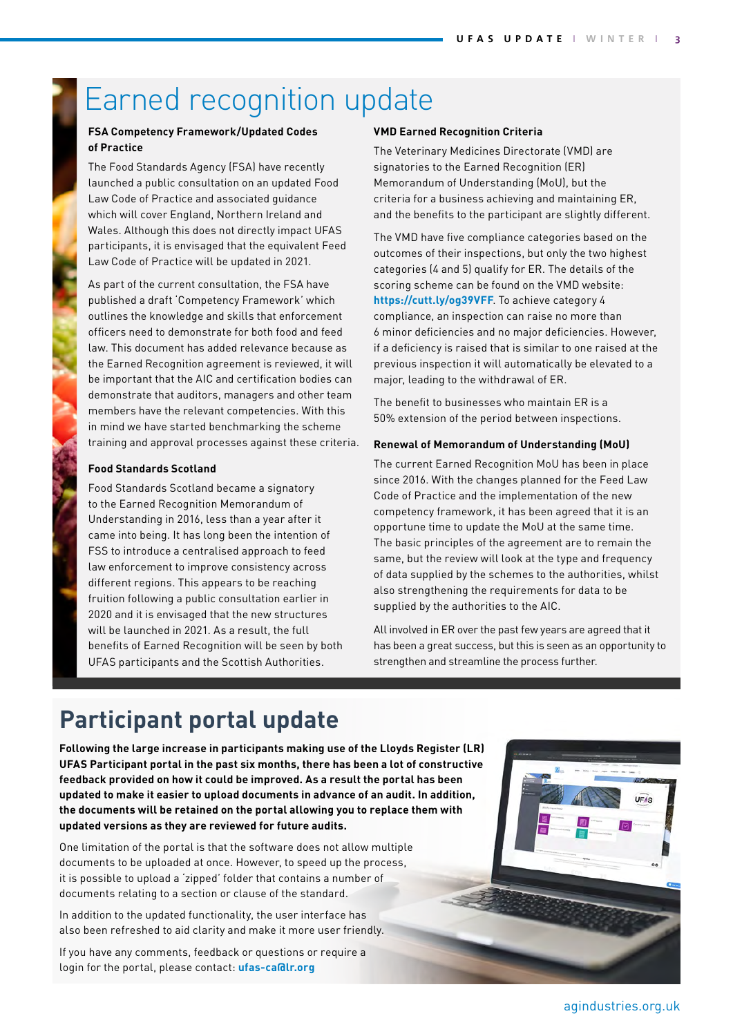# Earned recognition update

### FSA Competency Framework/Updated Codes of Practice

The Food Standards Agency (FSA) have recently launched a public consultation on an updated Food Law Code of Practice and associated guidance which will cover England, Northern Ireland and Wales. Although this does not directly impact UFAS participants, it is envisaged that the equivalent Feed Law Code of Practice will be updated in 2021.

As part of the current consultation, the FSA have published a draft 'Competency Framework' which outlines the knowledge and skills that enforcement officers need to demonstrate for both food and feed law. This document has added relevance because as the Earned Recognition agreement is reviewed, it will be important that the AIC and certification bodies can demonstrate that auditors, managers and other team members have the relevant competencies. With this in mind we have started benchmarking the scheme training and approval processes against these criteria.

### Food Standards Scotland

Food Standards Scotland became a signatory to the Earned Recognition Memorandum of Understanding in 2016, less than a year after it came into being. It has long been the intention of FSS to introduce a centralised approach to feed law enforcement to improve consistency across different regions. This appears to be reaching fruition following a public consultation earlier in 2020 and it is envisaged that the new structures will be launched in 2021. As a result, the full benefits of Earned Recognition will be seen by both UFAS participants and the Scottish Authorities.

### VMD Earned Recognition Criteria

The Veterinary Medicines Directorate (VMD) are signatories to the Earned Recognition (ER) Memorandum of Understanding (MoU), but the criteria for a business achieving and maintaining ER, and the benefits to the participant are slightly different.

The VMD have five compliance categories based on the outcomes of their inspections, but only the two highest categories (4 and 5) qualify for ER. The details of the scoring scheme can be found on the VMD website: **https://cutt.ly/og39VFF**. To achieve category 4 compliance, an inspection can raise no more than 6 minor deficiencies and no major deficiencies. However, if a deficiency is raised that is similar to one raised at the previous inspection it will automatically be elevated to a major, leading to the withdrawal of ER.

The benefit to businesses who maintain ER is a 50% extension of the period between inspections.

### Renewal of Memorandum of Understanding (MoU)

The current Earned Recognition MoU has been in place since 2016. With the changes planned for the Feed Law Code of Practice and the implementation of the new competency framework, it has been agreed that it is an opportune time to update the MoU at the same time. The basic principles of the agreement are to remain the same, but the review will look at the type and frequency of data supplied by the schemes to the authorities, whilst also strengthening the requirements for data to be supplied by the authorities to the AIC.

All involved in ER over the past few years are agreed that it has been a great success, but this is seen as an opportunity to strengthen and streamline the process further.

## Participant portal update

**Following the large increase in participants making use of the Lloyds Register (LR) UFAS Participant portal in the past six months, there has been a lot of constructive feedback provided on how it could be improved. As a result the portal has been updated to make it easier to upload documents in advance of an audit. In addition, the documents will be retained on the portal allowing you to replace them with updated versions as they are reviewed for future audits.**

One limitation of the portal is that the software does not allow multiple documents to be uploaded at once. However, to speed up the process, it is possible to upload a 'zipped' folder that contains a number of documents relating to a section or clause of the standard.

In addition to the updated functionality, the user interface has also been refreshed to aid clarity and make it more user friendly.

If you have any comments, feedback or questions or require a login for the portal, please contact: **ufas-ca@lr.org**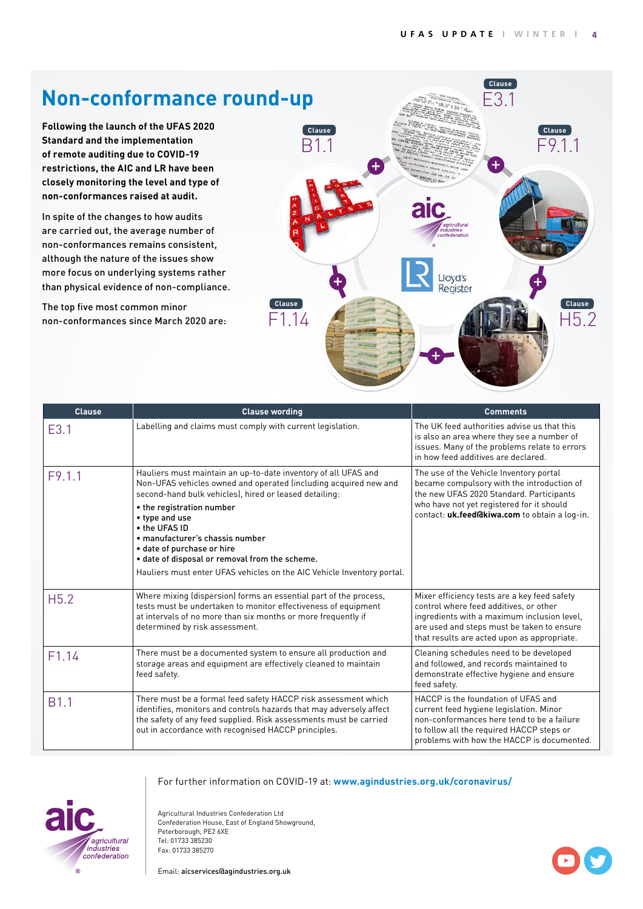## Non-conformance round-up

**Following the launch of the UFAS 2020 Standard and the implementation of remote auditing due to COVID-19 restrictions, the AIC and LR have been closely monitoring the level and type of non-conformances raised at audit.**

In spite of the changes to how audits are carried out, the average number of non-conformances remains consistent, although the nature of the issues show more focus on underlying systems rather than physical evidence of non-compliance.

The top five most common minor non-conformances since March 2020 are:

| Clause | Clause wording | Comments |
|---|---|---|
| E3.1 | Labelling and claims must comply with current legislation. | The UK feed authorities advise us that this is also an area where they see a number of issues. Many of the problems relate to errors in how feed additives are declared. |
| F9.1.1 | Hauliers must maintain an up-to-date inventory of all UFAS and Non-UFAS vehicles owned and operated (including acquired new and second-hand bulk vehicles), hired or leased detailing:<br>• **the registration number**<br>• **type and use**<br>• **the UFAS ID**<br>• **manufacturer's chassis number**<br>• **date of purchase or hire**<br>• **date of disposal or removal from the scheme.**<br>Hauliers must enter UFAS vehicles on the AIC Vehicle Inventory portal. | The use of the Vehicle Inventory portal became compulsory with the introduction of the new UFAS 2020 Standard. Participants who have not yet registered for it should contact: **uk.feed@kiwa.com** to obtain a log-in. |
| H5.2 | Where mixing (dispersion) forms an essential part of the process, tests must be undertaken to monitor effectiveness of equipment at intervals of no more than six months or more frequently if determined by risk assessment. | Mixer efficiency tests are a key feed safety control where feed additives, or other ingredients with a maximum inclusion level, are used and steps must be taken to ensure that results are acted upon as appropriate. |
| F1.14 | There must be a documented system to ensure all production and storage areas and equipment are effectively cleaned to maintain feed safety. | Cleaning schedules need to be developed and followed, and records maintained to demonstrate effective hygiene and ensure feed safety. |
| B1.1 | There must be a formal feed safety HACCP risk assessment which identifies, monitors and controls hazards that may adversely affect the safety of any feed supplied. Risk assessments must be carried out in accordance with recognised HACCP principles. | HACCP is the foundation of UFAS and current feed hygiene legislation. Minor non-conformances here tend to be a failure to follow all the required HACCP steps or problems with how the HACCP is documented. |

For further information on COVID-19 at: **www.agindustries.org.uk/coronavirus/**

Agricultural Industries Confederation Ltd
Confederation House, East of England Showground,
Peterborough, PE2 6XE
Tel: 01733 385230
Fax: 01733 385270

Email: aicservices@agindustries.org.uk